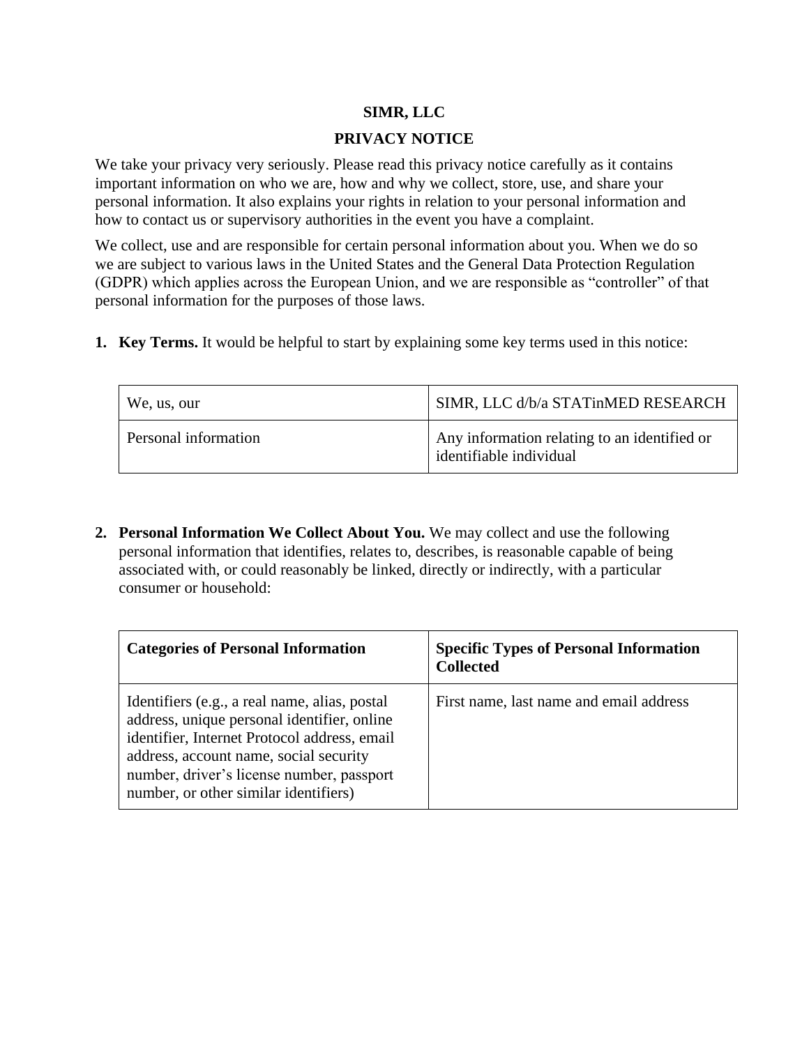**SIMR, LLC**

**PRIVACY NOTICE**

We take your privacy very seriously. Please read this privacy notice carefully as it contains important information on who we are, how and why we collect, store, use, and share your personal information. It also explains your rights in relation to your personal information and how to contact us or supervisory authorities in the event you have a complaint.

We collect, use and are responsible for certain personal information about you. When we do so we are subject to various laws in the United States and the General Data Protection Regulation (GDPR) which applies across the European Union, and we are responsible as "controller" of that personal information for the purposes of those laws.

1. **Key Terms.** It would be helpful to start by explaining some key terms used in this notice:

| | |
|---|---|
| We, us, our | SIMR, LLC d/b/a STATinMED RESEARCH |
| Personal information | Any information relating to an identified or identifiable individual |

2. **Personal Information We Collect About You.** We may collect and use the following personal information that identifies, relates to, describes, is reasonable capable of being associated with, or could reasonably be linked, directly or indirectly, with a particular consumer or household:

| **Categories of Personal Information** | **Specific Types of Personal Information Collected** |
|---|---|
| Identifiers (e.g., a real name, alias, postal address, unique personal identifier, online identifier, Internet Protocol address, email address, account name, social security number, driver's license number, passport number, or other similar identifiers) | First name, last name and email address |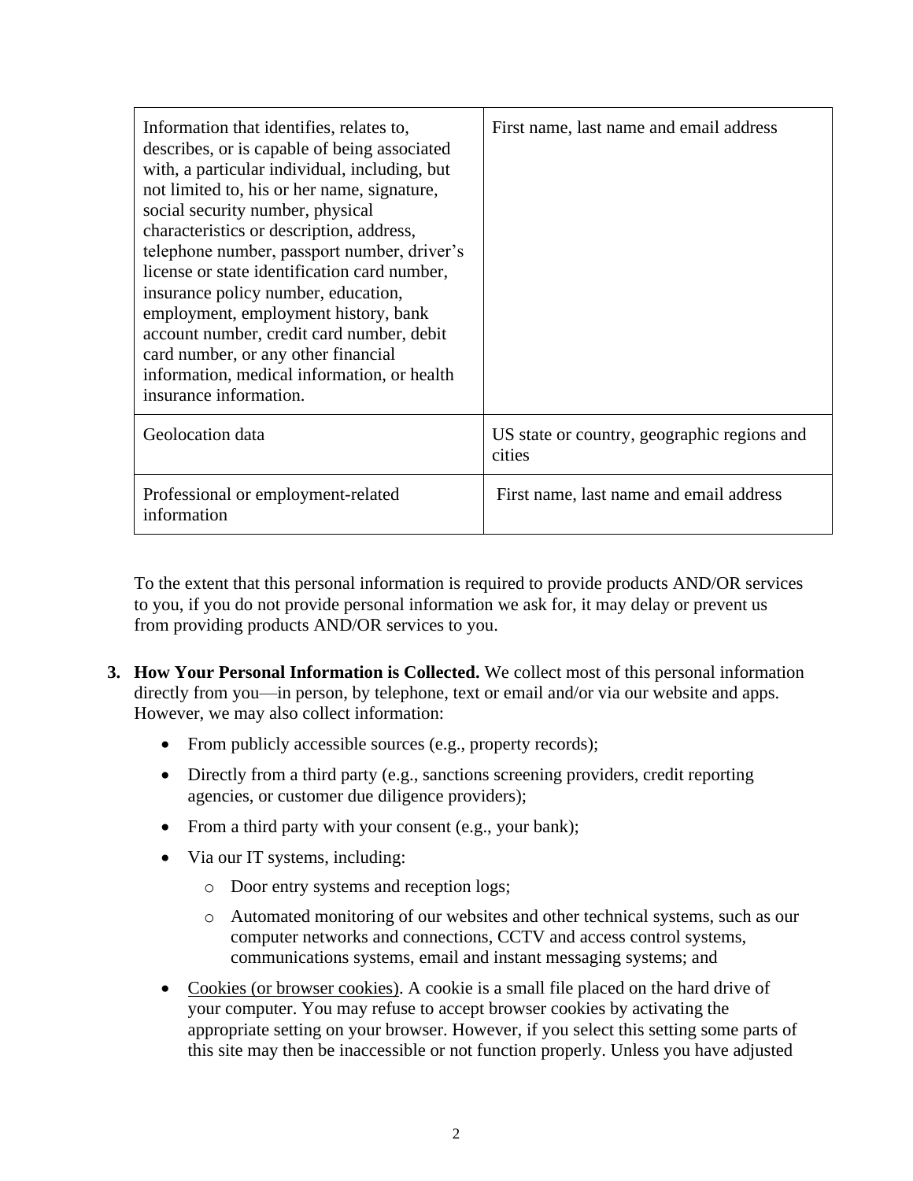| Information that identifies, relates to, describes, or is capable of being associated with, a particular individual, including, but not limited to, his or her name, signature, social security number, physical characteristics or description, address, telephone number, passport number, driver's license or state identification card number, insurance policy number, education, employment, employment history, bank account number, credit card number, debit card number, or any other financial information, medical information, or health insurance information. | First name, last name and email address |
|---|---|
| Geolocation data | US state or country, geographic regions and cities |
| Professional or employment-related information | First name, last name and email address |

To the extent that this personal information is required to provide products AND/OR services to you, if you do not provide personal information we ask for, it may delay or prevent us from providing products AND/OR services to you.

3. **How Your Personal Information is Collected.** We collect most of this personal information directly from you—in person, by telephone, text or email and/or via our website and apps. However, we may also collect information:

    - From publicly accessible sources (e.g., property records);
    - Directly from a third party (e.g., sanctions screening providers, credit reporting agencies, or customer due diligence providers);
    - From a third party with your consent (e.g., your bank);
    - Via our IT systems, including:
        - Door entry systems and reception logs;
        - Automated monitoring of our websites and other technical systems, such as our computer networks and connections, CCTV and access control systems, communications systems, email and instant messaging systems; and
    - Cookies (or browser cookies). A cookie is a small file placed on the hard drive of your computer. You may refuse to accept browser cookies by activating the appropriate setting on your browser. However, if you select this setting some parts of this site may then be inaccessible or not function properly. Unless you have adjusted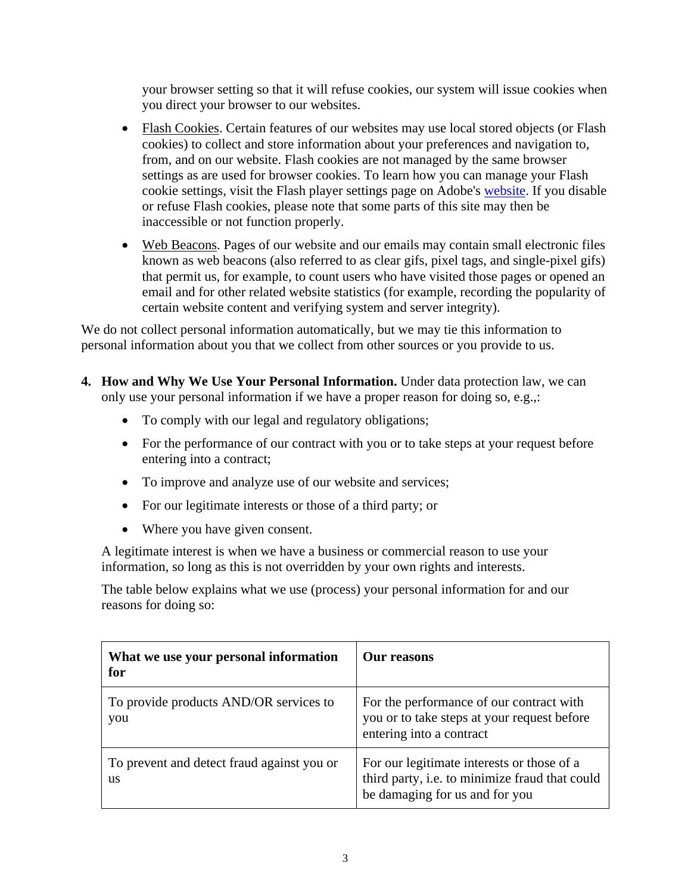your browser setting so that it will refuse cookies, our system will issue cookies when you direct your browser to our websites.

- Flash Cookies. Certain features of our websites may use local stored objects (or Flash cookies) to collect and store information about your preferences and navigation to, from, and on our website. Flash cookies are not managed by the same browser settings as are used for browser cookies. To learn how you can manage your Flash cookie settings, visit the Flash player settings page on Adobe's website. If you disable or refuse Flash cookies, please note that some parts of this site may then be inaccessible or not function properly.

- Web Beacons. Pages of our website and our emails may contain small electronic files known as web beacons (also referred to as clear gifs, pixel tags, and single-pixel gifs) that permit us, for example, to count users who have visited those pages or opened an email and for other related website statistics (for example, recording the popularity of certain website content and verifying system and server integrity).

We do not collect personal information automatically, but we may tie this information to personal information about you that we collect from other sources or you provide to us.

4. **How and Why We Use Your Personal Information.** Under data protection law, we can only use your personal information if we have a proper reason for doing so, e.g.,:

   - To comply with our legal and regulatory obligations;
   - For the performance of our contract with you or to take steps at your request before entering into a contract;
   - To improve and analyze use of our website and services;
   - For our legitimate interests or those of a third party; or
   - Where you have given consent.

   A legitimate interest is when we have a business or commercial reason to use your information, so long as this is not overridden by your own rights and interests.

   The table below explains what we use (process) your personal information for and our reasons for doing so:

| What we use your personal information for | Our reasons |
|---|---|
| To provide products AND/OR services to you | For the performance of our contract with you or to take steps at your request before entering into a contract |
| To prevent and detect fraud against you or us | For our legitimate interests or those of a third party, i.e. to minimize fraud that could be damaging for us and for you |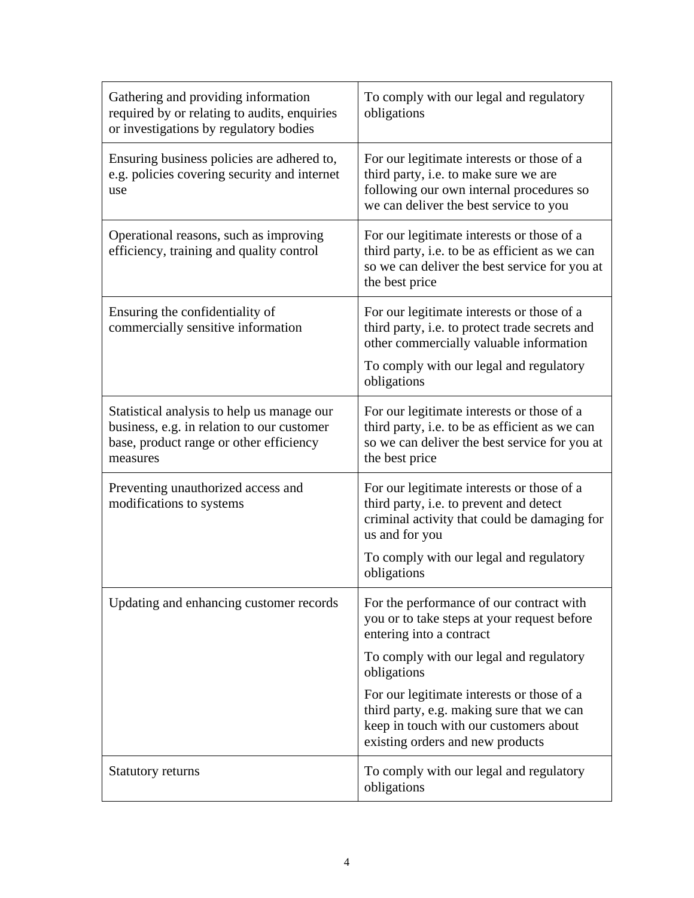| | |
|---|---|
| Gathering and providing information required by or relating to audits, enquiries or investigations by regulatory bodies | To comply with our legal and regulatory obligations |
| Ensuring business policies are adhered to, e.g. policies covering security and internet use | For our legitimate interests or those of a third party, i.e. to make sure we are following our own internal procedures so we can deliver the best service to you |
| Operational reasons, such as improving efficiency, training and quality control | For our legitimate interests or those of a third party, i.e. to be as efficient as we can so we can deliver the best service for you at the best price |
| Ensuring the confidentiality of commercially sensitive information | For our legitimate interests or those of a third party, i.e. to protect trade secrets and other commercially valuable information<br><br>To comply with our legal and regulatory obligations |
| Statistical analysis to help us manage our business, e.g. in relation to our customer base, product range or other efficiency measures | For our legitimate interests or those of a third party, i.e. to be as efficient as we can so we can deliver the best service for you at the best price |
| Preventing unauthorized access and modifications to systems | For our legitimate interests or those of a third party, i.e. to prevent and detect criminal activity that could be damaging for us and for you<br><br>To comply with our legal and regulatory obligations |
| Updating and enhancing customer records | For the performance of our contract with you or to take steps at your request before entering into a contract<br><br>To comply with our legal and regulatory obligations<br><br>For our legitimate interests or those of a third party, e.g. making sure that we can keep in touch with our customers about existing orders and new products |
| Statutory returns | To comply with our legal and regulatory obligations |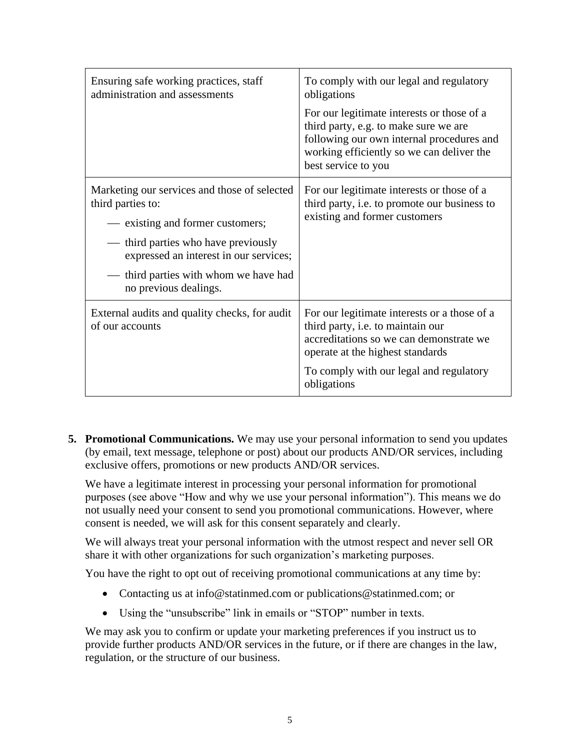| | |
|---|---|
| Ensuring safe working practices, staff administration and assessments | To comply with our legal and regulatory obligations<br><br>For our legitimate interests or those of a third party, e.g. to make sure we are following our own internal procedures and working efficiently so we can deliver the best service to you |
| Marketing our services and those of selected third parties to:<br><br>— existing and former customers;<br><br>— third parties who have previously expressed an interest in our services;<br><br>— third parties with whom we have had no previous dealings. | For our legitimate interests or those of a third party, i.e. to promote our business to existing and former customers |
| External audits and quality checks, for audit of our accounts | For our legitimate interests or a those of a third party, i.e. to maintain our accreditations so we can demonstrate we operate at the highest standards<br><br>To comply with our legal and regulatory obligations |

5. **Promotional Communications.** We may use your personal information to send you updates (by email, text message, telephone or post) about our products AND/OR services, including exclusive offers, promotions or new products AND/OR services.

   We have a legitimate interest in processing your personal information for promotional purposes (see above "How and why we use your personal information"). This means we do not usually need your consent to send you promotional communications. However, where consent is needed, we will ask for this consent separately and clearly.

   We will always treat your personal information with the utmost respect and never sell OR share it with other organizations for such organization's marketing purposes.

   You have the right to opt out of receiving promotional communications at any time by:

   - Contacting us at info@statinmed.com or publications@statinmed.com; or
   - Using the "unsubscribe" link in emails or "STOP" number in texts.

   We may ask you to confirm or update your marketing preferences if you instruct us to provide further products AND/OR services in the future, or if there are changes in the law, regulation, or the structure of our business.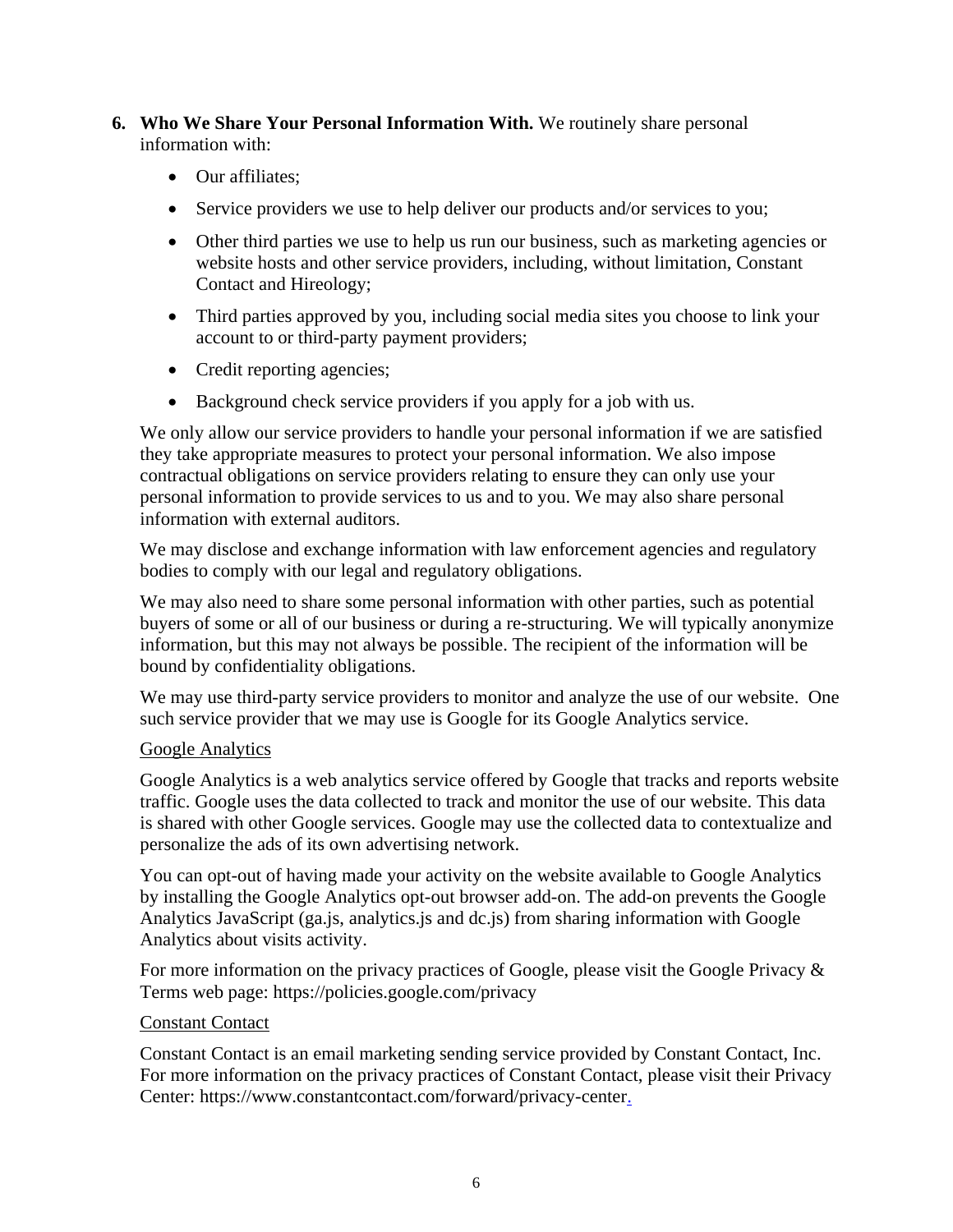6. **Who We Share Your Personal Information With.** We routinely share personal information with:

   - Our affiliates;
   - Service providers we use to help deliver our products and/or services to you;
   - Other third parties we use to help us run our business, such as marketing agencies or website hosts and other service providers, including, without limitation, Constant Contact and Hireology;
   - Third parties approved by you, including social media sites you choose to link your account to or third-party payment providers;
   - Credit reporting agencies;
   - Background check service providers if you apply for a job with us.

   We only allow our service providers to handle your personal information if we are satisfied they take appropriate measures to protect your personal information. We also impose contractual obligations on service providers relating to ensure they can only use your personal information to provide services to us and to you. We may also share personal information with external auditors.

   We may disclose and exchange information with law enforcement agencies and regulatory bodies to comply with our legal and regulatory obligations.

   We may also need to share some personal information with other parties, such as potential buyers of some or all of our business or during a re-structuring. We will typically anonymize information, but this may not always be possible. The recipient of the information will be bound by confidentiality obligations.

   We may use third-party service providers to monitor and analyze the use of our website. One such service provider that we may use is Google for its Google Analytics service.

   <u>Google Analytics</u>

   Google Analytics is a web analytics service offered by Google that tracks and reports website traffic. Google uses the data collected to track and monitor the use of our website. This data is shared with other Google services. Google may use the collected data to contextualize and personalize the ads of its own advertising network.

   You can opt-out of having made your activity on the website available to Google Analytics by installing the Google Analytics opt-out browser add-on. The add-on prevents the Google Analytics JavaScript (ga.js, analytics.js and dc.js) from sharing information with Google Analytics about visits activity.

   For more information on the privacy practices of Google, please visit the Google Privacy & Terms web page: https://policies.google.com/privacy

   <u>Constant Contact</u>

   Constant Contact is an email marketing sending service provided by Constant Contact, Inc. For more information on the privacy practices of Constant Contact, please visit their Privacy Center: https://www.constantcontact.com/forward/privacy-center.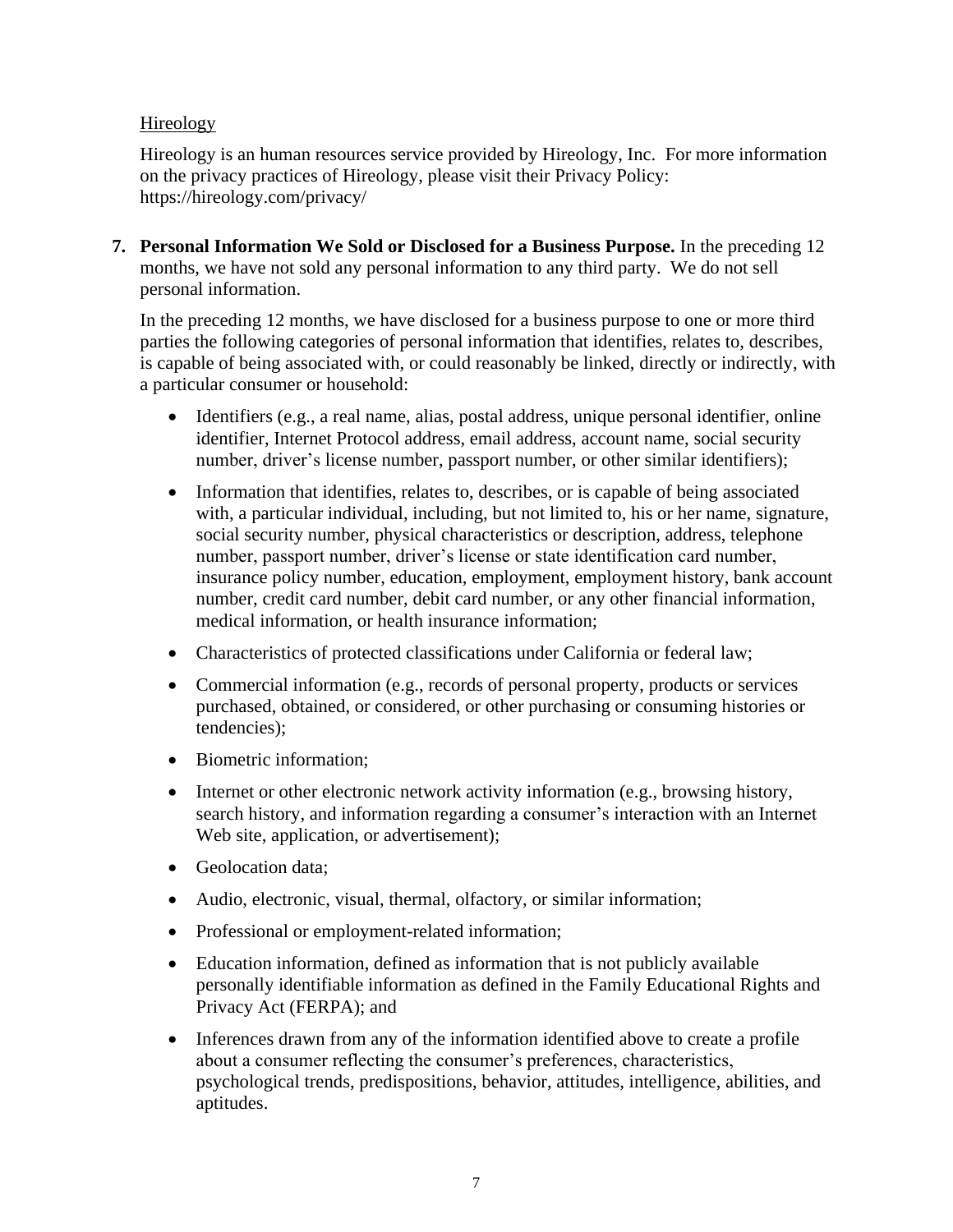<u>Hireology</u>

Hireology is an human resources service provided by Hireology, Inc. For more information on the privacy practices of Hireology, please visit their Privacy Policy: https://hireology.com/privacy/

7. **Personal Information We Sold or Disclosed for a Business Purpose.** In the preceding 12 months, we have not sold any personal information to any third party. We do not sell personal information.

   In the preceding 12 months, we have disclosed for a business purpose to one or more third parties the following categories of personal information that identifies, relates to, describes, is capable of being associated with, or could reasonably be linked, directly or indirectly, with a particular consumer or household:

   - Identifiers (e.g., a real name, alias, postal address, unique personal identifier, online identifier, Internet Protocol address, email address, account name, social security number, driver's license number, passport number, or other similar identifiers);
   - Information that identifies, relates to, describes, or is capable of being associated with, a particular individual, including, but not limited to, his or her name, signature, social security number, physical characteristics or description, address, telephone number, passport number, driver's license or state identification card number, insurance policy number, education, employment, employment history, bank account number, credit card number, debit card number, or any other financial information, medical information, or health insurance information;
   - Characteristics of protected classifications under California or federal law;
   - Commercial information (e.g., records of personal property, products or services purchased, obtained, or considered, or other purchasing or consuming histories or tendencies);
   - Biometric information;
   - Internet or other electronic network activity information (e.g., browsing history, search history, and information regarding a consumer's interaction with an Internet Web site, application, or advertisement);
   - Geolocation data;
   - Audio, electronic, visual, thermal, olfactory, or similar information;
   - Professional or employment-related information;
   - Education information, defined as information that is not publicly available personally identifiable information as defined in the Family Educational Rights and Privacy Act (FERPA); and
   - Inferences drawn from any of the information identified above to create a profile about a consumer reflecting the consumer's preferences, characteristics, psychological trends, predispositions, behavior, attitudes, intelligence, abilities, and aptitudes.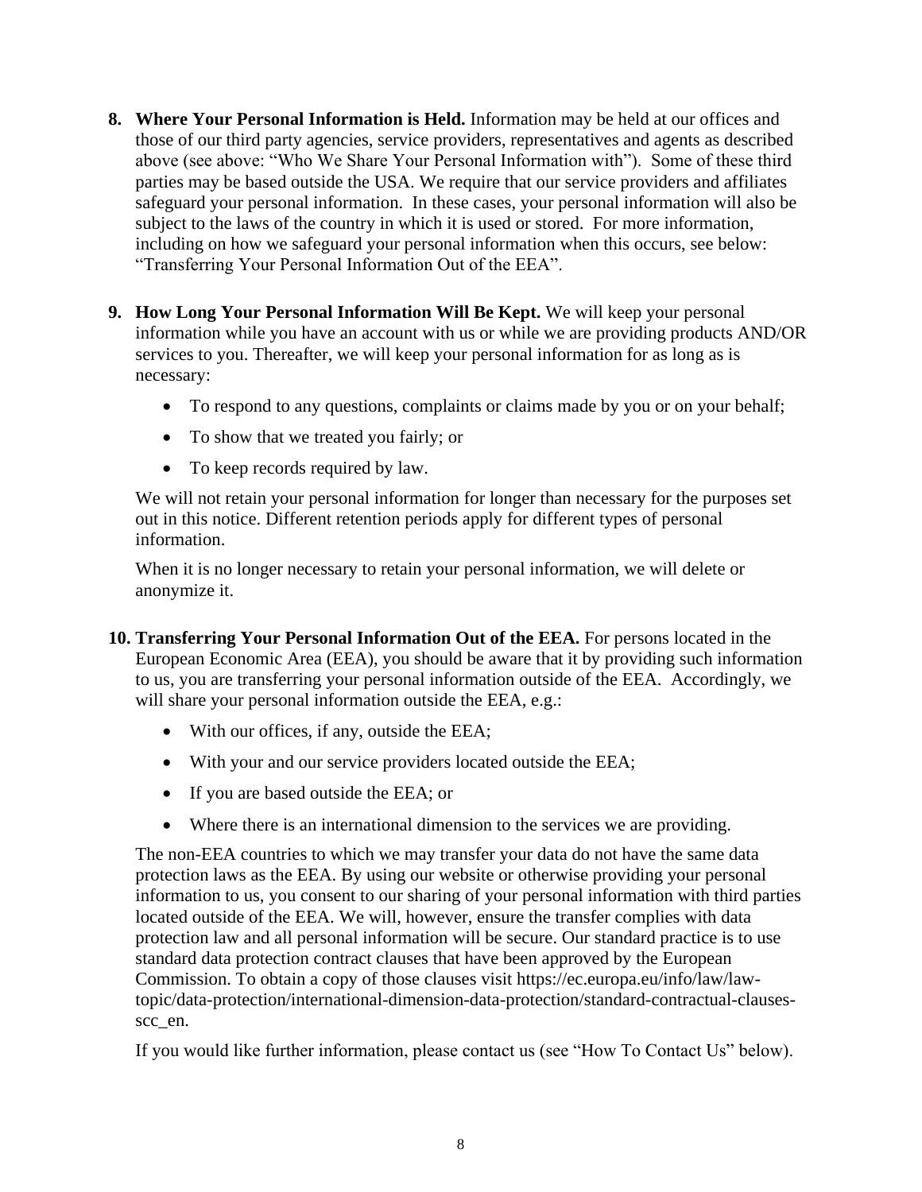8. **Where Your Personal Information is Held.** Information may be held at our offices and those of our third party agencies, service providers, representatives and agents as described above (see above: "Who We Share Your Personal Information with"). Some of these third parties may be based outside the USA. We require that our service providers and affiliates safeguard your personal information. In these cases, your personal information will also be subject to the laws of the country in which it is used or stored. For more information, including on how we safeguard your personal information when this occurs, see below: "Transferring Your Personal Information Out of the EEA".

9. **How Long Your Personal Information Will Be Kept.** We will keep your personal information while you have an account with us or while we are providing products AND/OR services to you. Thereafter, we will keep your personal information for as long as is necessary:

    - To respond to any questions, complaints or claims made by you or on your behalf;
    - To show that we treated you fairly; or
    - To keep records required by law.

    We will not retain your personal information for longer than necessary for the purposes set out in this notice. Different retention periods apply for different types of personal information.

    When it is no longer necessary to retain your personal information, we will delete or anonymize it.

10. **Transferring Your Personal Information Out of the EEA.** For persons located in the European Economic Area (EEA), you should be aware that it by providing such information to us, you are transferring your personal information outside of the EEA. Accordingly, we will share your personal information outside the EEA, e.g.:

    - With our offices, if any, outside the EEA;
    - With your and our service providers located outside the EEA;
    - If you are based outside the EEA; or
    - Where there is an international dimension to the services we are providing.

    The non-EEA countries to which we may transfer your data do not have the same data protection laws as the EEA. By using our website or otherwise providing your personal information to us, you consent to our sharing of your personal information with third parties located outside of the EEA. We will, however, ensure the transfer complies with data protection law and all personal information will be secure. Our standard practice is to use standard data protection contract clauses that have been approved by the European Commission. To obtain a copy of those clauses visit https://ec.europa.eu/info/law/law-topic/data-protection/international-dimension-data-protection/standard-contractual-clauses-scc_en.

    If you would like further information, please contact us (see "How To Contact Us" below).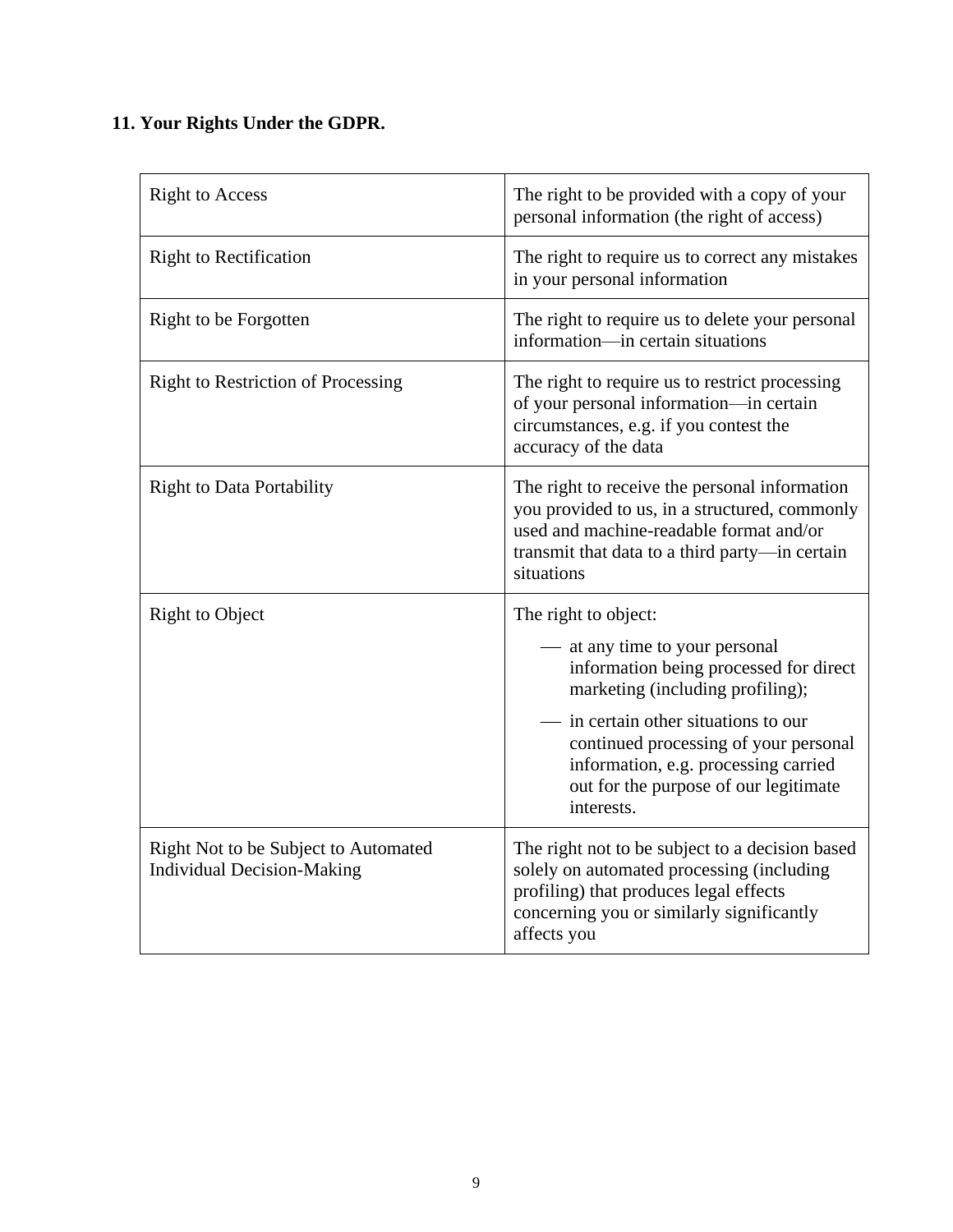**11. Your Rights Under the GDPR.**

| | |
|---|---|
| Right to Access | The right to be provided with a copy of your personal information (the right of access) |
| Right to Rectification | The right to require us to correct any mistakes in your personal information |
| Right to be Forgotten | The right to require us to delete your personal information—in certain situations |
| Right to Restriction of Processing | The right to require us to restrict processing of your personal information—in certain circumstances, e.g. if you contest the accuracy of the data |
| Right to Data Portability | The right to receive the personal information you provided to us, in a structured, commonly used and machine-readable format and/or transmit that data to a third party—in certain situations |
| Right to Object | The right to object:<br>— at any time to your personal information being processed for direct marketing (including profiling);<br>— in certain other situations to our continued processing of your personal information, e.g. processing carried out for the purpose of our legitimate interests. |
| Right Not to be Subject to Automated Individual Decision-Making | The right not to be subject to a decision based solely on automated processing (including profiling) that produces legal effects concerning you or similarly significantly affects you |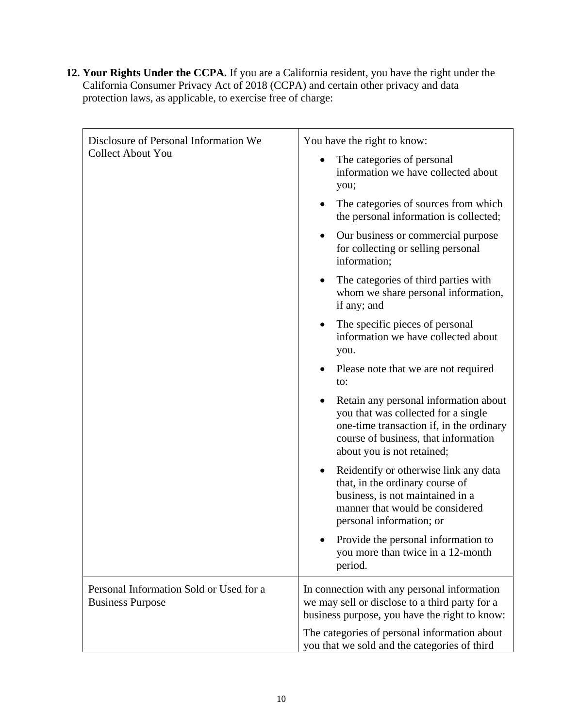**12. Your Rights Under the CCPA.** If you are a California resident, you have the right under the California Consumer Privacy Act of 2018 (CCPA) and certain other privacy and data protection laws, as applicable, to exercise free of charge:

| | |
|---|---|
| Disclosure of Personal Information We Collect About You | You have the right to know:<br>• The categories of personal information we have collected about you;<br>• The categories of sources from which the personal information is collected;<br>• Our business or commercial purpose for collecting or selling personal information;<br>• The categories of third parties with whom we share personal information, if any; and<br>• The specific pieces of personal information we have collected about you.<br>• Please note that we are not required to:<br>• Retain any personal information about you that was collected for a single one-time transaction if, in the ordinary course of business, that information about you is not retained;<br>• Reidentify or otherwise link any data that, in the ordinary course of business, is not maintained in a manner that would be considered personal information; or<br>• Provide the personal information to you more than twice in a 12-month period. |
| Personal Information Sold or Used for a Business Purpose | In connection with any personal information we may sell or disclose to a third party for a business purpose, you have the right to know:<br>The categories of personal information about you that we sold and the categories of third |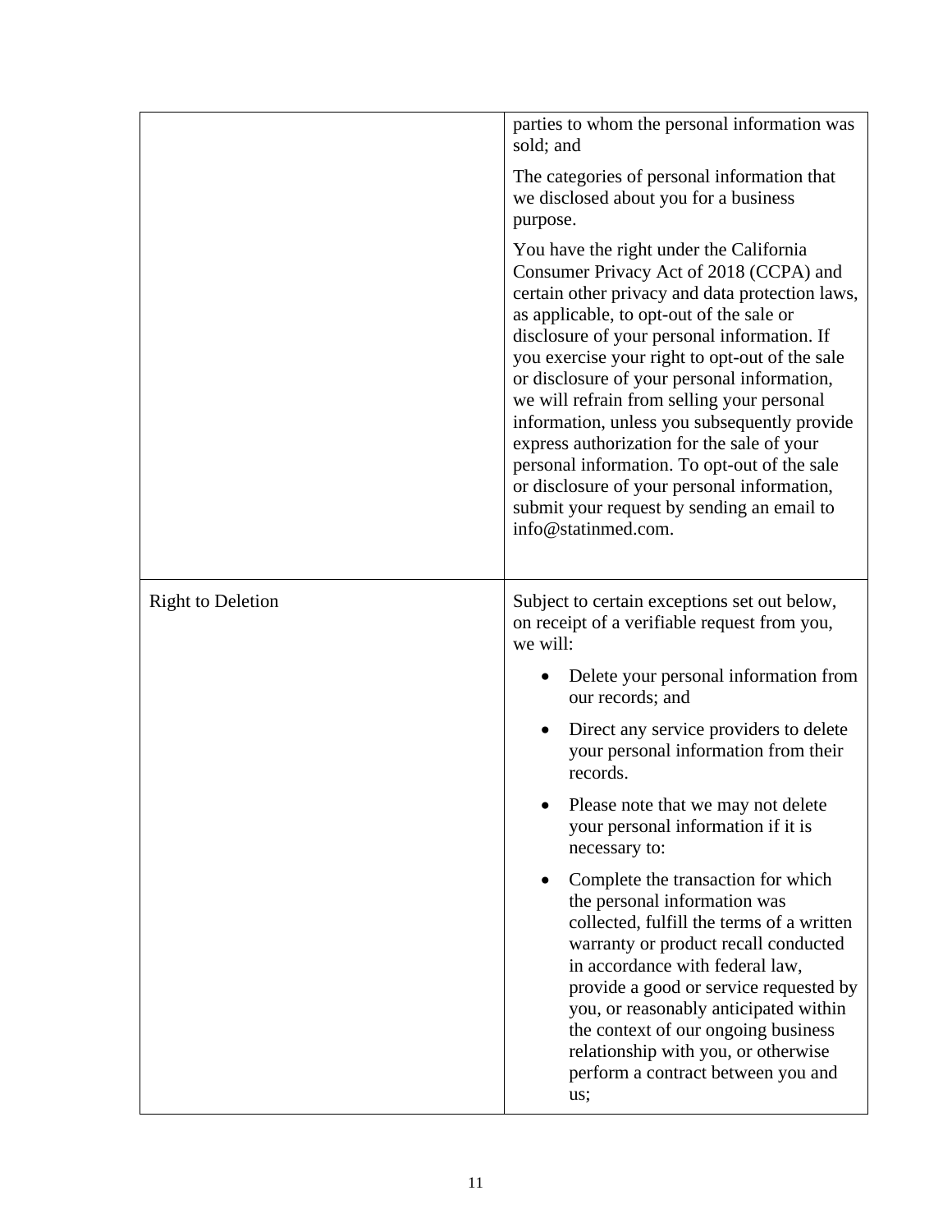| | |
|---|---|
| | parties to whom the personal information was sold; and<br><br>The categories of personal information that we disclosed about you for a business purpose.<br><br>You have the right under the California Consumer Privacy Act of 2018 (CCPA) and certain other privacy and data protection laws, as applicable, to opt-out of the sale or disclosure of your personal information. If you exercise your right to opt-out of the sale or disclosure of your personal information, we will refrain from selling your personal information, unless you subsequently provide express authorization for the sale of your personal information. To opt-out of the sale or disclosure of your personal information, submit your request by sending an email to info@statinmed.com. |
| Right to Deletion | Subject to certain exceptions set out below, on receipt of a verifiable request from you, we will:<br><br>• Delete your personal information from our records; and<br><br>• Direct any service providers to delete your personal information from their records.<br><br>• Please note that we may not delete your personal information if it is necessary to:<br><br>• Complete the transaction for which the personal information was collected, fulfill the terms of a written warranty or product recall conducted in accordance with federal law, provide a good or service requested by you, or reasonably anticipated within the context of our ongoing business relationship with you, or otherwise perform a contract between you and us; |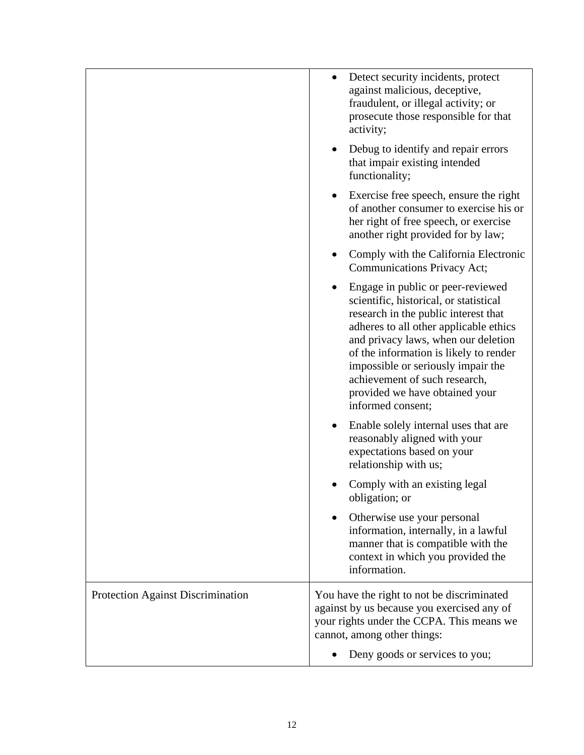| | |
|---|---|
| | • Detect security incidents, protect against malicious, deceptive, fraudulent, or illegal activity; or prosecute those responsible for that activity;<br>• Debug to identify and repair errors that impair existing intended functionality;<br>• Exercise free speech, ensure the right of another consumer to exercise his or her right of free speech, or exercise another right provided for by law;<br>• Comply with the California Electronic Communications Privacy Act;<br>• Engage in public or peer-reviewed scientific, historical, or statistical research in the public interest that adheres to all other applicable ethics and privacy laws, when our deletion of the information is likely to render impossible or seriously impair the achievement of such research, provided we have obtained your informed consent;<br>• Enable solely internal uses that are reasonably aligned with your expectations based on your relationship with us;<br>• Comply with an existing legal obligation; or<br>• Otherwise use your personal information, internally, in a lawful manner that is compatible with the context in which you provided the information. |
| Protection Against Discrimination | You have the right to not be discriminated against by us because you exercised any of your rights under the CCPA. This means we cannot, among other things:<br>• Deny goods or services to you; |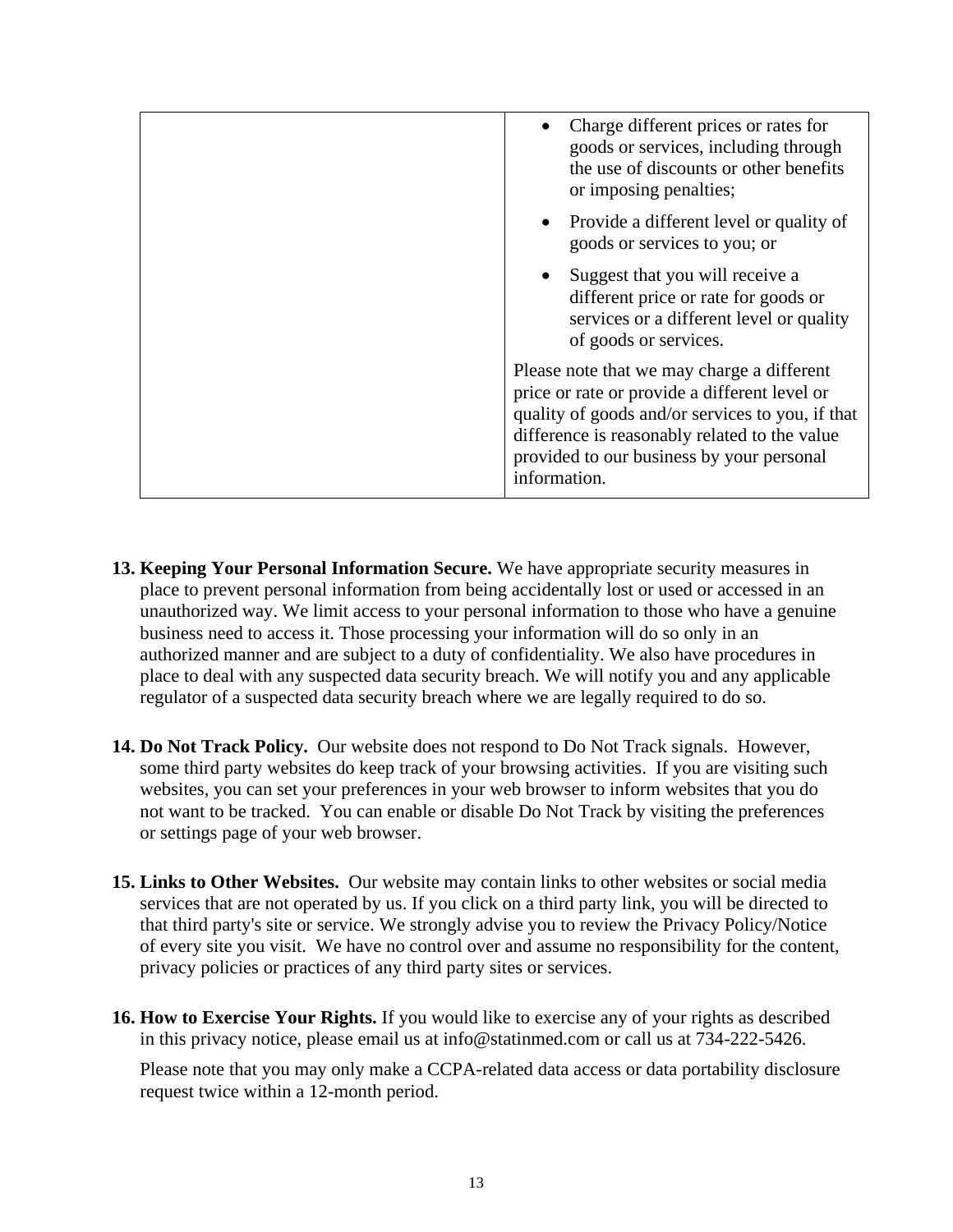| | |
|---|---|
| | • Charge different prices or rates for goods or services, including through the use of discounts or other benefits or imposing penalties;<br><br>• Provide a different level or quality of goods or services to you; or<br><br>• Suggest that you will receive a different price or rate for goods or services or a different level or quality of goods or services.<br><br>Please note that we may charge a different price or rate or provide a different level or quality of goods and/or services to you, if that difference is reasonably related to the value provided to our business by your personal information. |

13. **Keeping Your Personal Information Secure.** We have appropriate security measures in place to prevent personal information from being accidentally lost or used or accessed in an unauthorized way. We limit access to your personal information to those who have a genuine business need to access it. Those processing your information will do so only in an authorized manner and are subject to a duty of confidentiality. We also have procedures in place to deal with any suspected data security breach. We will notify you and any applicable regulator of a suspected data security breach where we are legally required to do so.

14. **Do Not Track Policy.** Our website does not respond to Do Not Track signals. However, some third party websites do keep track of your browsing activities. If you are visiting such websites, you can set your preferences in your web browser to inform websites that you do not want to be tracked. You can enable or disable Do Not Track by visiting the preferences or settings page of your web browser.

15. **Links to Other Websites.** Our website may contain links to other websites or social media services that are not operated by us. If you click on a third party link, you will be directed to that third party's site or service. We strongly advise you to review the Privacy Policy/Notice of every site you visit. We have no control over and assume no responsibility for the content, privacy policies or practices of any third party sites or services.

16. **How to Exercise Your Rights.** If you would like to exercise any of your rights as described in this privacy notice, please email us at info@statinmed.com or call us at 734-222-5426.

    Please note that you may only make a CCPA-related data access or data portability disclosure request twice within a 12-month period.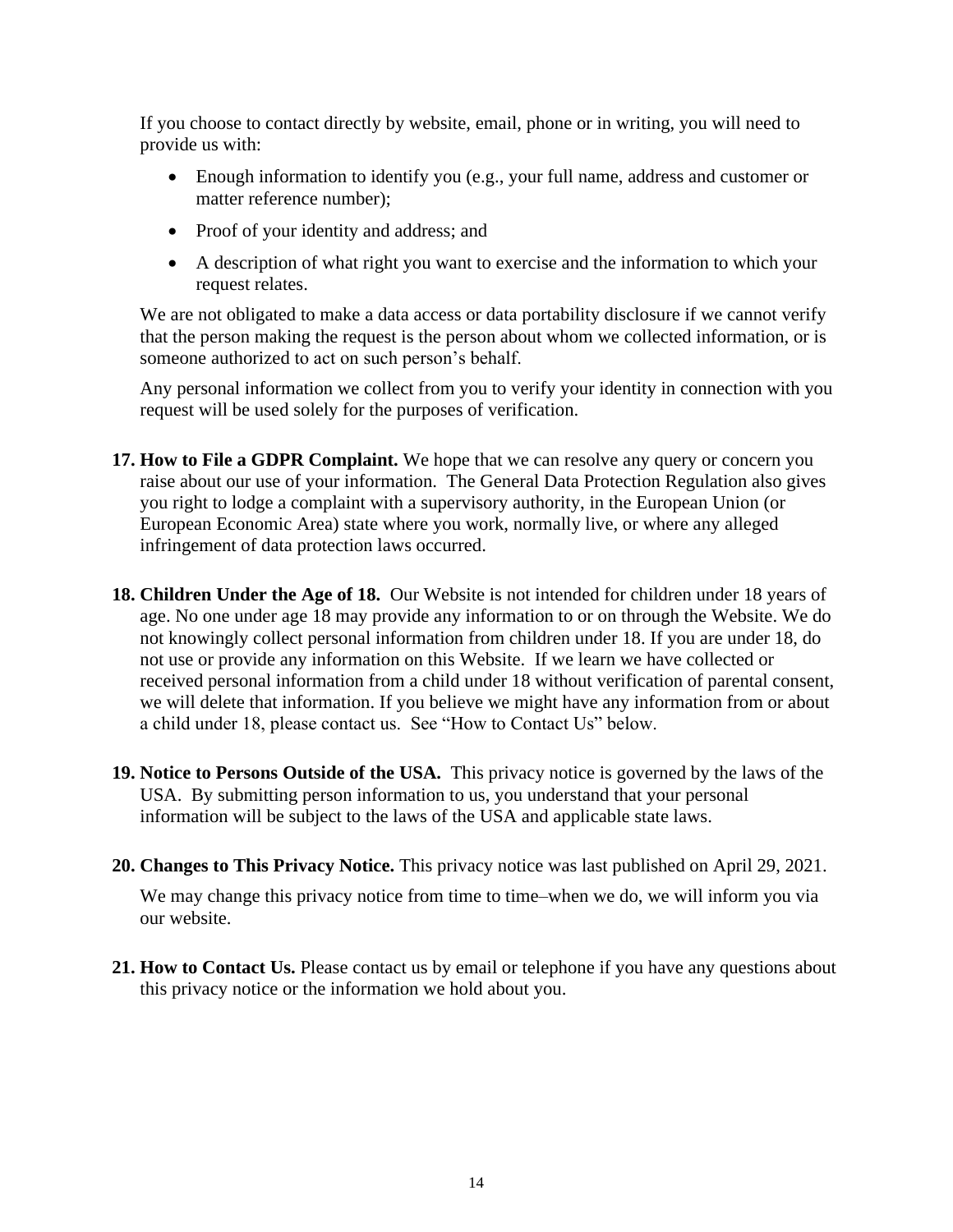If you choose to contact directly by website, email, phone or in writing, you will need to provide us with:

- Enough information to identify you (e.g., your full name, address and customer or matter reference number);
- Proof of your identity and address; and
- A description of what right you want to exercise and the information to which your request relates.

We are not obligated to make a data access or data portability disclosure if we cannot verify that the person making the request is the person about whom we collected information, or is someone authorized to act on such person's behalf.

Any personal information we collect from you to verify your identity in connection with you request will be used solely for the purposes of verification.

17. **How to File a GDPR Complaint.** We hope that we can resolve any query or concern you raise about our use of your information. The General Data Protection Regulation also gives you right to lodge a complaint with a supervisory authority, in the European Union (or European Economic Area) state where you work, normally live, or where any alleged infringement of data protection laws occurred.

18. **Children Under the Age of 18.** Our Website is not intended for children under 18 years of age. No one under age 18 may provide any information to or on through the Website. We do not knowingly collect personal information from children under 18. If you are under 18, do not use or provide any information on this Website. If we learn we have collected or received personal information from a child under 18 without verification of parental consent, we will delete that information. If you believe we might have any information from or about a child under 18, please contact us. See "How to Contact Us" below.

19. **Notice to Persons Outside of the USA.** This privacy notice is governed by the laws of the USA. By submitting person information to us, you understand that your personal information will be subject to the laws of the USA and applicable state laws.

20. **Changes to This Privacy Notice.** This privacy notice was last published on April 29, 2021.

    We may change this privacy notice from time to time–when we do, we will inform you via our website.

21. **How to Contact Us.** Please contact us by email or telephone if you have any questions about this privacy notice or the information we hold about you.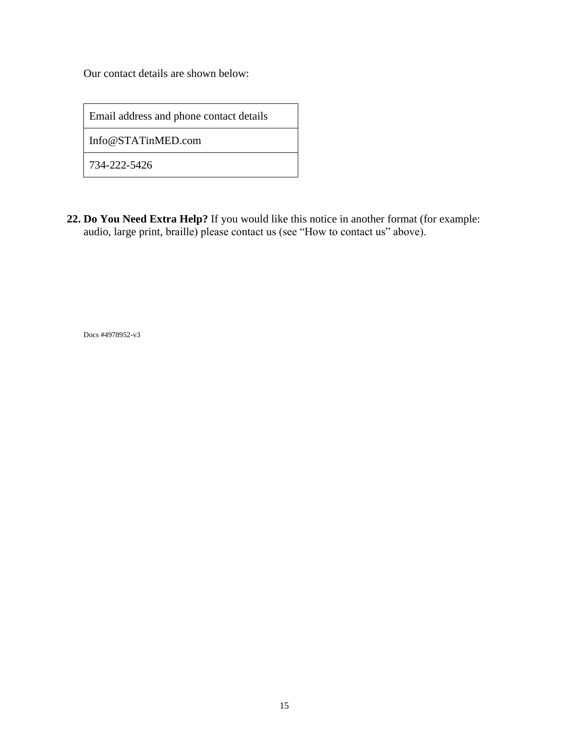Our contact details are shown below:

| Email address and phone contact details |
|---|
| Info@STATinMED.com |
| 734-222-5426 |

22. **Do You Need Extra Help?** If you would like this notice in another format (for example: audio, large print, braille) please contact us (see "How to contact us" above).

Docs #4978952-v3